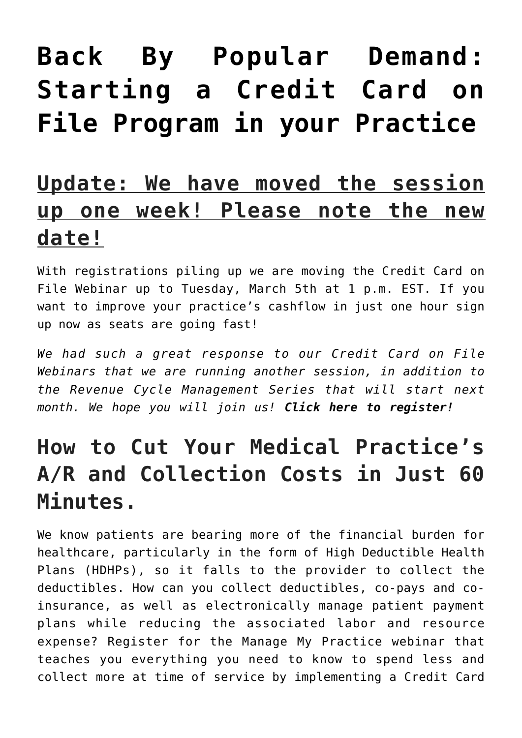# Back By Popular Demand: Starting a Credit Card on File Program in your Practice

## Update: We have moved the session up one week! Please note the new date!

With registrations piling up we are moving the Credit Card on File Webinar up to Tuesday, March 5th at 1 p.m. EST. If you want to improve your practice's cashflow in just one hour sign up now as seats are going fast!

*We had such a great response to our Credit Card on File Webinars that we are running another session, in addition to the Revenue Cycle Management Series that will start next month. We hope you will join us!* ***Click here to register!***

## How to Cut Your Medical Practice's A/R and Collection Costs in Just 60 Minutes.

We know patients are bearing more of the financial burden for healthcare, particularly in the form of High Deductible Health Plans (HDHPs), so it falls to the provider to collect the deductibles. How can you collect deductibles, co-pays and co-insurance, as well as electronically manage patient payment plans while reducing the associated labor and resource expense? Register for the Manage My Practice webinar that teaches you everything you need to know to spend less and collect more at time of service by implementing a Credit Card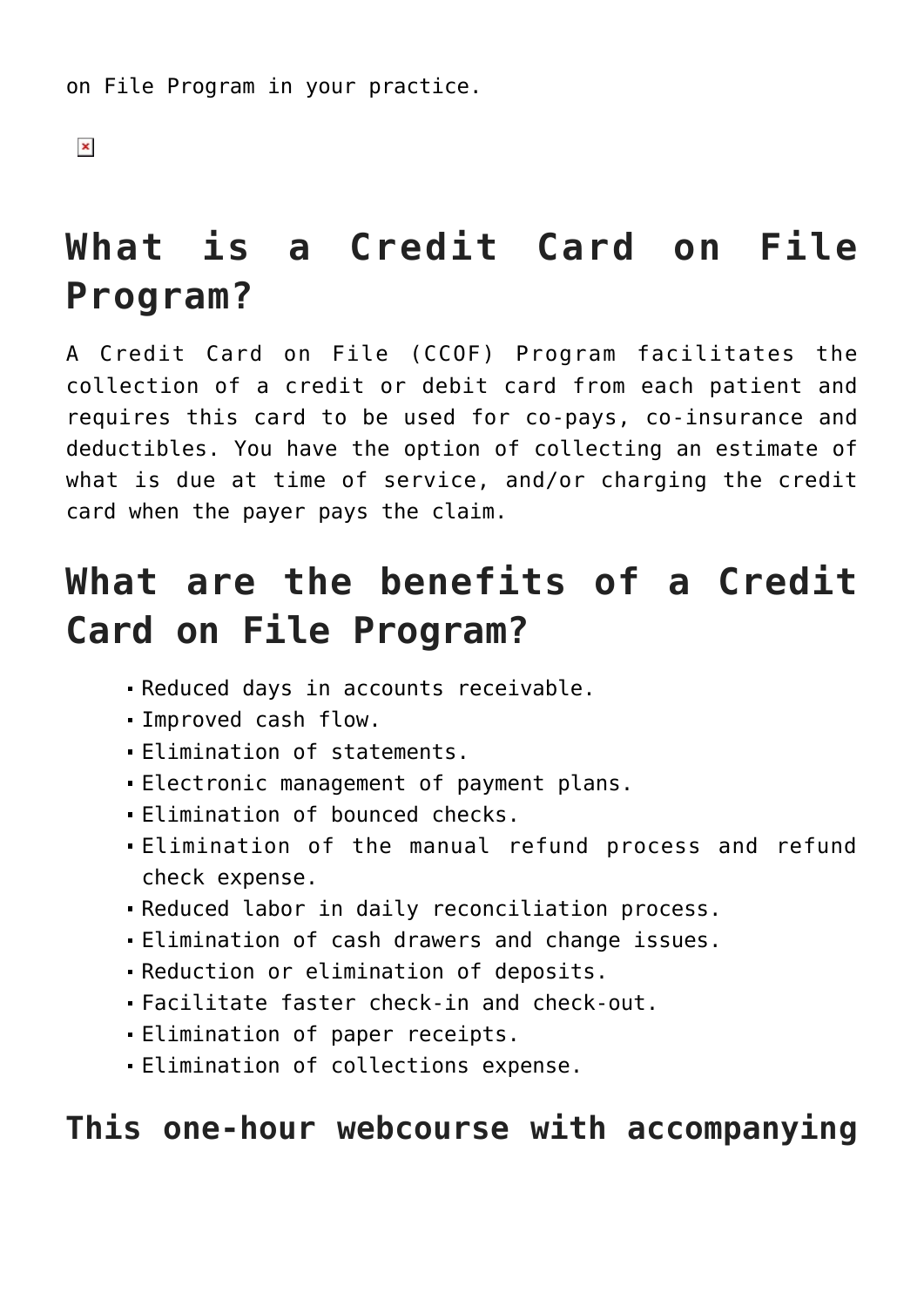on File Program in your practice.

## What is a Credit Card on File Program?

A Credit Card on File (CCOF) Program facilitates the collection of a credit or debit card from each patient and requires this card to be used for co-pays, co-insurance and deductibles. You have the option of collecting an estimate of what is due at time of service, and/or charging the credit card when the payer pays the claim.

## What are the benefits of a Credit Card on File Program?

- Reduced days in accounts receivable.
- Improved cash flow.
- Elimination of statements.
- Electronic management of payment plans.
- Elimination of bounced checks.
- Elimination of the manual refund process and refund check expense.
- Reduced labor in daily reconciliation process.
- Elimination of cash drawers and change issues.
- Reduction or elimination of deposits.
- Facilitate faster check-in and check-out.
- Elimination of paper receipts.
- Elimination of collections expense.

### This one-hour webcourse with accompanying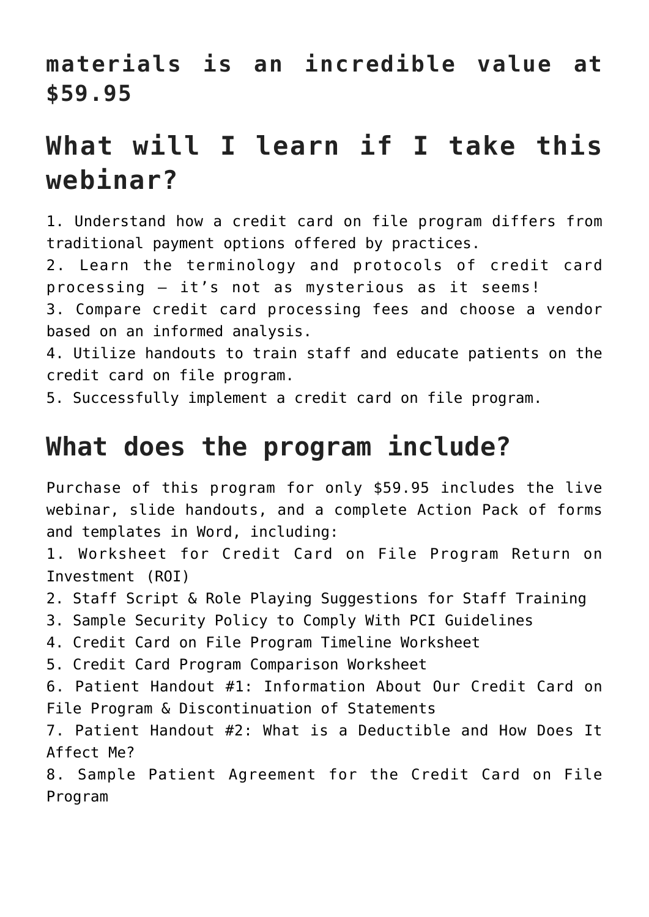**materials is an incredible value at $59.95**

## What will I learn if I take this webinar?

1. Understand how a credit card on file program differs from traditional payment options offered by practices.
2. Learn the terminology and protocols of credit card processing – it's not as mysterious as it seems!
3. Compare credit card processing fees and choose a vendor based on an informed analysis.
4. Utilize handouts to train staff and educate patients on the credit card on file program.
5. Successfully implement a credit card on file program.

## What does the program include?

Purchase of this program for only $59.95 includes the live webinar, slide handouts, and a complete Action Pack of forms and templates in Word, including:

1. Worksheet for Credit Card on File Program Return on Investment (ROI)
2. Staff Script & Role Playing Suggestions for Staff Training
3. Sample Security Policy to Comply With PCI Guidelines
4. Credit Card on File Program Timeline Worksheet
5. Credit Card Program Comparison Worksheet
6. Patient Handout #1: Information About Our Credit Card on File Program & Discontinuation of Statements
7. Patient Handout #2: What is a Deductible and How Does It Affect Me?
8. Sample Patient Agreement for the Credit Card on File Program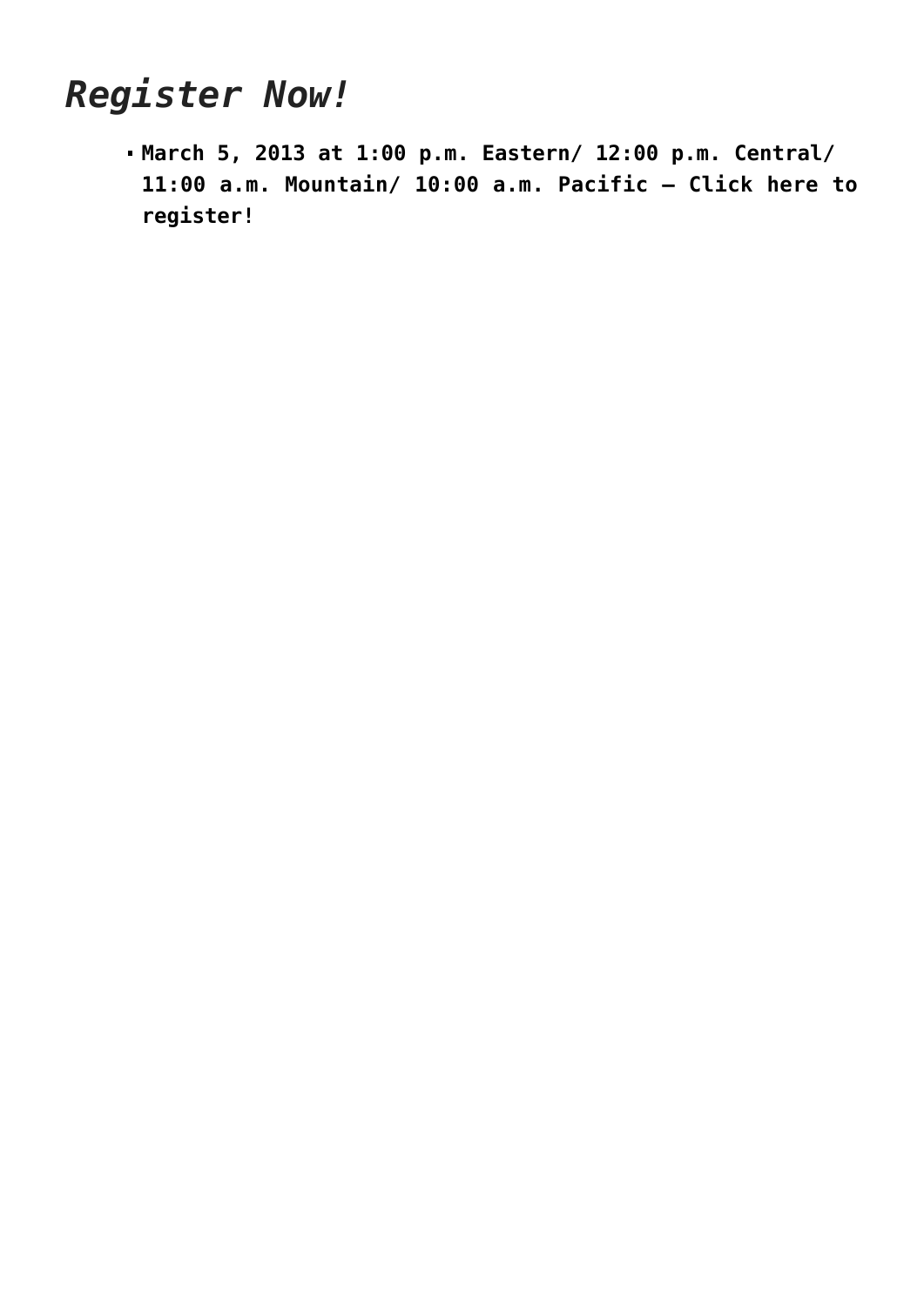## *Register Now!*

- **March 5, 2013 at 1:00 p.m. Eastern/ 12:00 p.m. Central/ 11:00 a.m. Mountain/ 10:00 a.m. Pacific – Click here to register!**